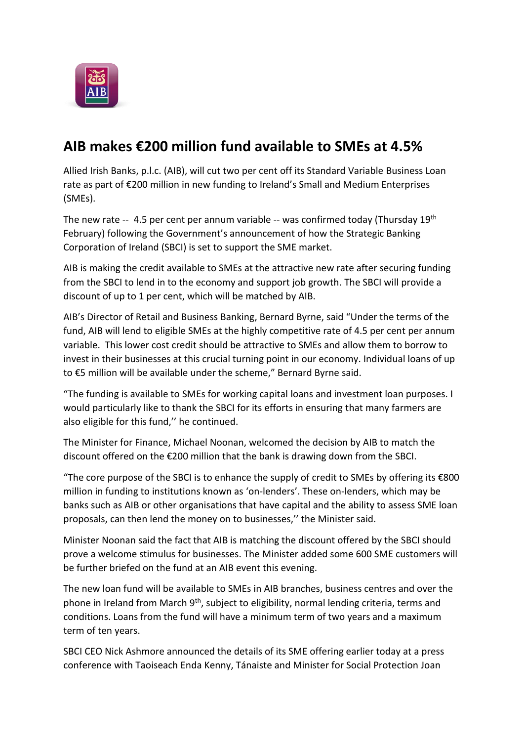# AIB makes €200 million fund available to SMEs at 4.5%

Allied Irish Banks, p.l.c. (AIB), will cut two per cent off its Standard Variable Business Loan rate as part of €200 million in new funding to Ireland's Small and Medium Enterprises (SMEs).

The new rate -- 4.5 per cent per annum variable -- was confirmed today (Thursday 19th February) following the Government's announcement of how the Strategic Banking Corporation of Ireland (SBCI) is set to support the SME market.

AIB is making the credit available to SMEs at the attractive new rate after securing funding from the SBCI to lend in to the economy and support job growth. The SBCI will provide a discount of up to 1 per cent, which will be matched by AIB.

AIB's Director of Retail and Business Banking, Bernard Byrne, said "Under the terms of the fund, AIB will lend to eligible SMEs at the highly competitive rate of 4.5 per cent per annum variable. This lower cost credit should be attractive to SMEs and allow them to borrow to invest in their businesses at this crucial turning point in our economy. Individual loans of up to €5 million will be available under the scheme," Bernard Byrne said.

"The funding is available to SMEs for working capital loans and investment loan purposes. I would particularly like to thank the SBCI for its efforts in ensuring that many farmers are also eligible for this fund,'' he continued.

The Minister for Finance, Michael Noonan, welcomed the decision by AIB to match the discount offered on the €200 million that the bank is drawing down from the SBCI.

"The core purpose of the SBCI is to enhance the supply of credit to SMEs by offering its €800 million in funding to institutions known as 'on-lenders'. These on-lenders, which may be banks such as AIB or other organisations that have capital and the ability to assess SME loan proposals, can then lend the money on to businesses,'' the Minister said.

Minister Noonan said the fact that AIB is matching the discount offered by the SBCI should prove a welcome stimulus for businesses. The Minister added some 600 SME customers will be further briefed on the fund at an AIB event this evening.

The new loan fund will be available to SMEs in AIB branches, business centres and over the phone in Ireland from March 9th, subject to eligibility, normal lending criteria, terms and conditions. Loans from the fund will have a minimum term of two years and a maximum term of ten years.

SBCI CEO Nick Ashmore announced the details of its SME offering earlier today at a press conference with Taoiseach Enda Kenny, Tánaiste and Minister for Social Protection Joan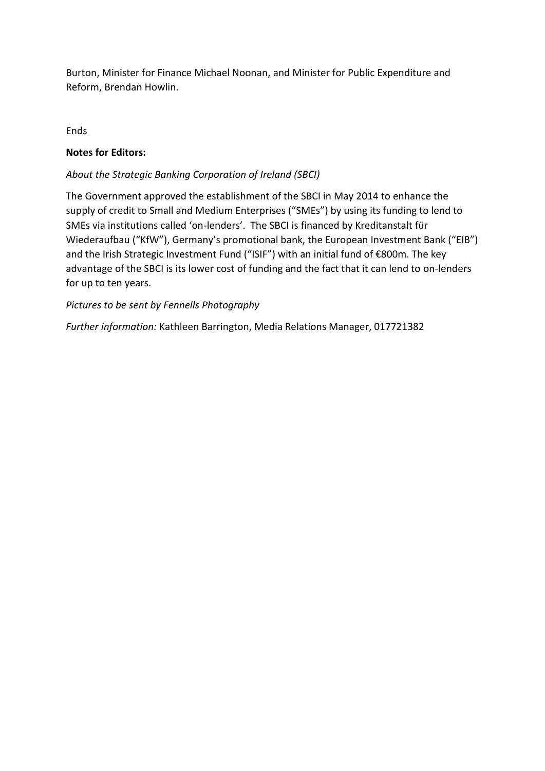Burton, Minister for Finance Michael Noonan, and Minister for Public Expenditure and Reform, Brendan Howlin.

Ends

**Notes for Editors:**

*About the Strategic Banking Corporation of Ireland (SBCI)*

The Government approved the establishment of the SBCI in May 2014 to enhance the supply of credit to Small and Medium Enterprises ("SMEs") by using its funding to lend to SMEs via institutions called 'on-lenders'. The SBCI is financed by Kreditanstalt für Wiederaufbau ("KfW"), Germany's promotional bank, the European Investment Bank ("EIB") and the Irish Strategic Investment Fund ("ISIF") with an initial fund of €800m. The key advantage of the SBCI is its lower cost of funding and the fact that it can lend to on-lenders for up to ten years.

*Pictures to be sent by Fennells Photography*

*Further information:* Kathleen Barrington, Media Relations Manager, 017721382